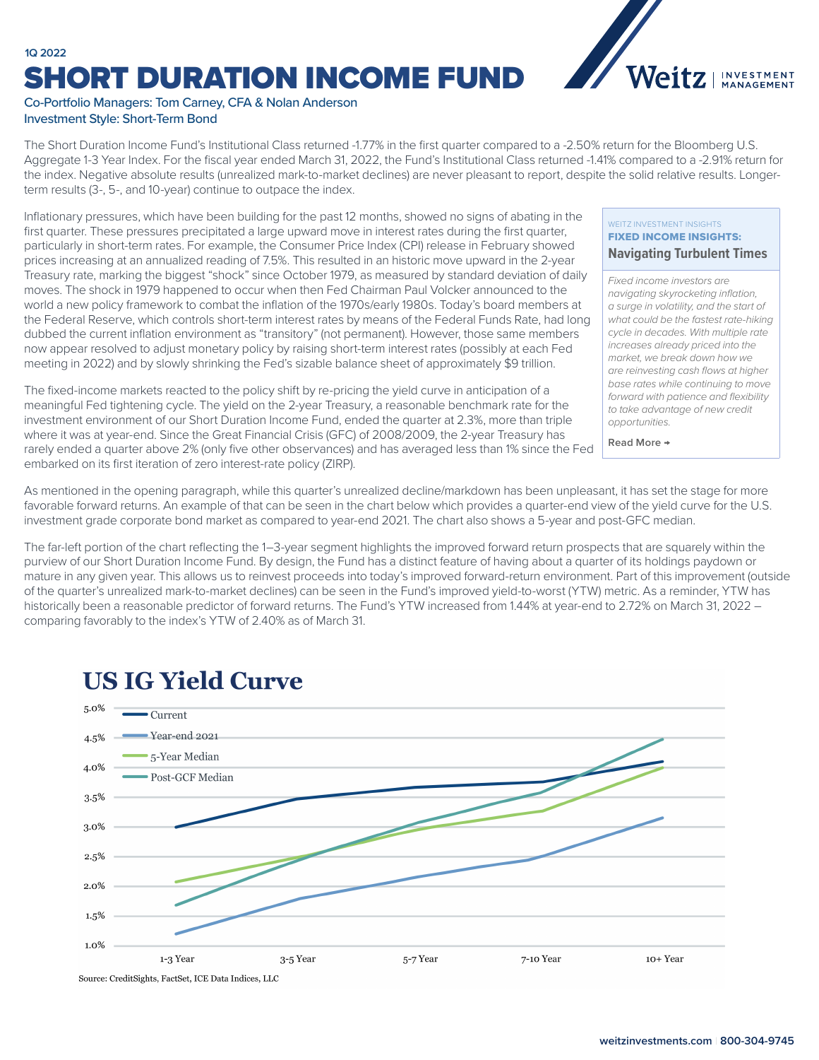1Q 2022

# SHORT DURATION INCOME FUND

Co-Portfolio Managers: Tom Carney, CFA & Nolan Anderson
Investment Style: Short-Term Bond

The Short Duration Income Fund's Institutional Class returned -1.77% in the first quarter compared to a -2.50% return for the Bloomberg U.S. Aggregate 1-3 Year Index. For the fiscal year ended March 31, 2022, the Fund's Institutional Class returned -1.41% compared to a -2.91% return for the index. Negative absolute results (unrealized mark-to-market declines) are never pleasant to report, despite the solid relative results. Longer-term results (3-, 5-, and 10-year) continue to outpace the index.

Inflationary pressures, which have been building for the past 12 months, showed no signs of abating in the first quarter. These pressures precipitated a large upward move in interest rates during the first quarter, particularly in short-term rates. For example, the Consumer Price Index (CPI) release in February showed prices increasing at an annualized reading of 7.5%. This resulted in an historic move upward in the 2-year Treasury rate, marking the biggest "shock" since October 1979, as measured by standard deviation of daily moves. The shock in 1979 happened to occur when then Fed Chairman Paul Volcker announced to the world a new policy framework to combat the inflation of the 1970s/early 1980s. Today's board members at the Federal Reserve, which controls short-term interest rates by means of the Federal Funds Rate, had long dubbed the current inflation environment as "transitory" (not permanent). However, those same members now appear resolved to adjust monetary policy by raising short-term interest rates (possibly at each Fed meeting in 2022) and by slowly shrinking the Fed's sizable balance sheet of approximately $9 trillion.

The fixed-income markets reacted to the policy shift by re-pricing the yield curve in anticipation of a meaningful Fed tightening cycle. The yield on the 2-year Treasury, a reasonable benchmark rate for the investment environment of our Short Duration Income Fund, ended the quarter at 2.3%, more than triple where it was at year-end. Since the Great Financial Crisis (GFC) of 2008/2009, the 2-year Treasury has rarely ended a quarter above 2% (only five other observations) and has averaged less than 1% since the Fed embarked on its first iteration of zero interest-rate policy (ZIRP).

> WEITZ INVESTMENT INSIGHTS
> **FIXED INCOME INSIGHTS:**
> **Navigating Turbulent Times**
>
> *Fixed income investors are navigating skyrocketing inflation, a surge in volatility, and the start of what could be the fastest rate-hiking cycle in decades. With multiple rate increases already priced into the market, we break down how we are reinvesting cash flows at higher base rates while continuing to move forward with patience and flexibility to take advantage of new credit opportunities.*
>
> **Read More →**

As mentioned in the opening paragraph, while this quarter's unrealized decline/markdown has been unpleasant, it has set the stage for more favorable forward returns. An example of that can be seen in the chart below which provides a quarter-end view of the yield curve for the U.S. investment grade corporate bond market as compared to year-end 2021. The chart also shows a 5-year and post-GFC median.

The far-left portion of the chart reflecting the 1–3-year segment highlights the improved forward return prospects that are squarely within the purview of our Short Duration Income Fund. By design, the Fund has a distinct feature of having about a quarter of its holdings paydown or mature in any given year. This allows us to reinvest proceeds into today's improved forward-return environment. Part of this improvement (outside of the quarter's unrealized mark-to-market declines) can be seen in the Fund's improved yield-to-worst (YTW) metric. As a reminder, YTW has historically been a reasonable predictor of forward returns. The Fund's YTW increased from 1.44% at year-end to 2.72% on March 31, 2022 – comparing favorably to the index's YTW of 2.40% as of March 31.

## US IG Yield Curve

Legend: Current; Year-end 2021; 5-Year Median; Post-GCF Median

Y-axis: 1.0% – 5.0%; X-axis: 1-3 Year, 3-5 Year, 5-7 Year, 7-10 Year, 10+ Year

Source: CreditSights, FactSet, ICE Data Indices, LLC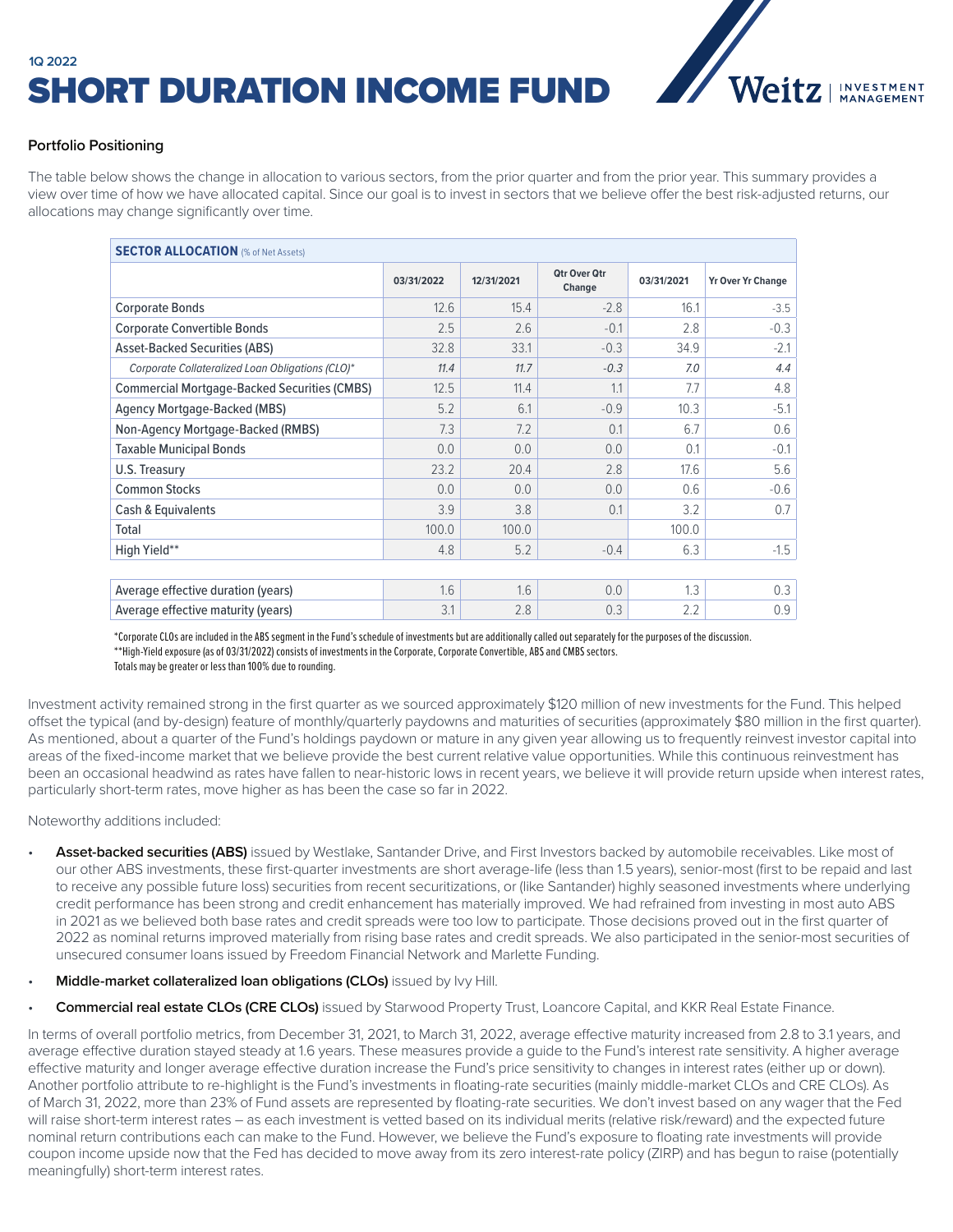1Q 2022

# SHORT DURATION INCOME FUND

### Portfolio Positioning

The table below shows the change in allocation to various sectors, from the prior quarter and from the prior year. This summary provides a view over time of how we have allocated capital. Since our goal is to invest in sectors that we believe offer the best risk-adjusted returns, our allocations may change significantly over time.

**SECTOR ALLOCATION** (% of Net Assets)

| | 03/31/2022 | 12/31/2021 | Qtr Over Qtr Change | 03/31/2021 | Yr Over Yr Change |
|---|---|---|---|---|---|
| Corporate Bonds | 12.6 | 15.4 | -2.8 | 16.1 | -3.5 |
| Corporate Convertible Bonds | 2.5 | 2.6 | -0.1 | 2.8 | -0.3 |
| Asset-Backed Securities (ABS) | 32.8 | 33.1 | -0.3 | 34.9 | -2.1 |
| *Corporate Collateralized Loan Obligations (CLO)** | *11.4* | *11.7* | *-0.3* | *7.0* | *4.4* |
| Commercial Mortgage-Backed Securities (CMBS) | 12.5 | 11.4 | 1.1 | 7.7 | 4.8 |
| Agency Mortgage-Backed (MBS) | 5.2 | 6.1 | -0.9 | 10.3 | -5.1 |
| Non-Agency Mortgage-Backed (RMBS) | 7.3 | 7.2 | 0.1 | 6.7 | 0.6 |
| Taxable Municipal Bonds | 0.0 | 0.0 | 0.0 | 0.1 | -0.1 |
| U.S. Treasury | 23.2 | 20.4 | 2.8 | 17.6 | 5.6 |
| Common Stocks | 0.0 | 0.0 | 0.0 | 0.6 | -0.6 |
| Cash & Equivalents | 3.9 | 3.8 | 0.1 | 3.2 | 0.7 |
| Total | 100.0 | 100.0 | | 100.0 | |
| High Yield** | 4.8 | 5.2 | -0.4 | 6.3 | -1.5 |
| | | | | | |
| Average effective duration (years) | 1.6 | 1.6 | 0.0 | 1.3 | 0.3 |
| Average effective maturity (years) | 3.1 | 2.8 | 0.3 | 2.2 | 0.9 |

*Corporate CLOs are included in the ABS segment in the Fund's schedule of investments but are additionally called out separately for the purposes of the discussion.
**High-Yield exposure (as of 03/31/2022) consists of investments in the Corporate, Corporate Convertible, ABS and CMBS sectors.
Totals may be greater or less than 100% due to rounding.

Investment activity remained strong in the first quarter as we sourced approximately $120 million of new investments for the Fund. This helped offset the typical (and by-design) feature of monthly/quarterly paydowns and maturities of securities (approximately $80 million in the first quarter). As mentioned, about a quarter of the Fund's holdings paydown or mature in any given year allowing us to frequently reinvest investor capital into areas of the fixed-income market that we believe provide the best current relative value opportunities. While this continuous reinvestment has been an occasional headwind as rates have fallen to near-historic lows in recent years, we believe it will provide return upside when interest rates, particularly short-term rates, move higher as has been the case so far in 2022.

Noteworthy additions included:

- **Asset-backed securities (ABS)** issued by Westlake, Santander Drive, and First Investors backed by automobile receivables. Like most of our other ABS investments, these first-quarter investments are short average-life (less than 1.5 years), senior-most (first to be repaid and last to receive any possible future loss) securities from recent securitizations, or (like Santander) highly seasoned investments where underlying credit performance has been strong and credit enhancement has materially improved. We had refrained from investing in most auto ABS in 2021 as we believed both base rates and credit spreads were too low to participate. Those decisions proved out in the first quarter of 2022 as nominal returns improved materially from rising base rates and credit spreads. We also participated in the senior-most securities of unsecured consumer loans issued by Freedom Financial Network and Marlette Funding.
- **Middle-market collateralized loan obligations (CLOs)** issued by Ivy Hill.
- **Commercial real estate CLOs (CRE CLOs)** issued by Starwood Property Trust, Loancore Capital, and KKR Real Estate Finance.

In terms of overall portfolio metrics, from December 31, 2021, to March 31, 2022, average effective maturity increased from 2.8 to 3.1 years, and average effective duration stayed steady at 1.6 years. These measures provide a guide to the Fund's interest rate sensitivity. A higher average effective maturity and longer average effective duration increase the Fund's price sensitivity to changes in interest rates (either up or down). Another portfolio attribute to re-highlight is the Fund's investments in floating-rate securities (mainly middle-market CLOs and CRE CLOs). As of March 31, 2022, more than 23% of Fund assets are represented by floating-rate securities. We don't invest based on any wager that the Fed will raise short-term interest rates – as each investment is vetted based on its individual merits (relative risk/reward) and the expected future nominal return contributions each can make to the Fund. However, we believe the Fund's exposure to floating rate investments will provide coupon income upside now that the Fed has decided to move away from its zero interest-rate policy (ZIRP) and has begun to raise (potentially meaningfully) short-term interest rates.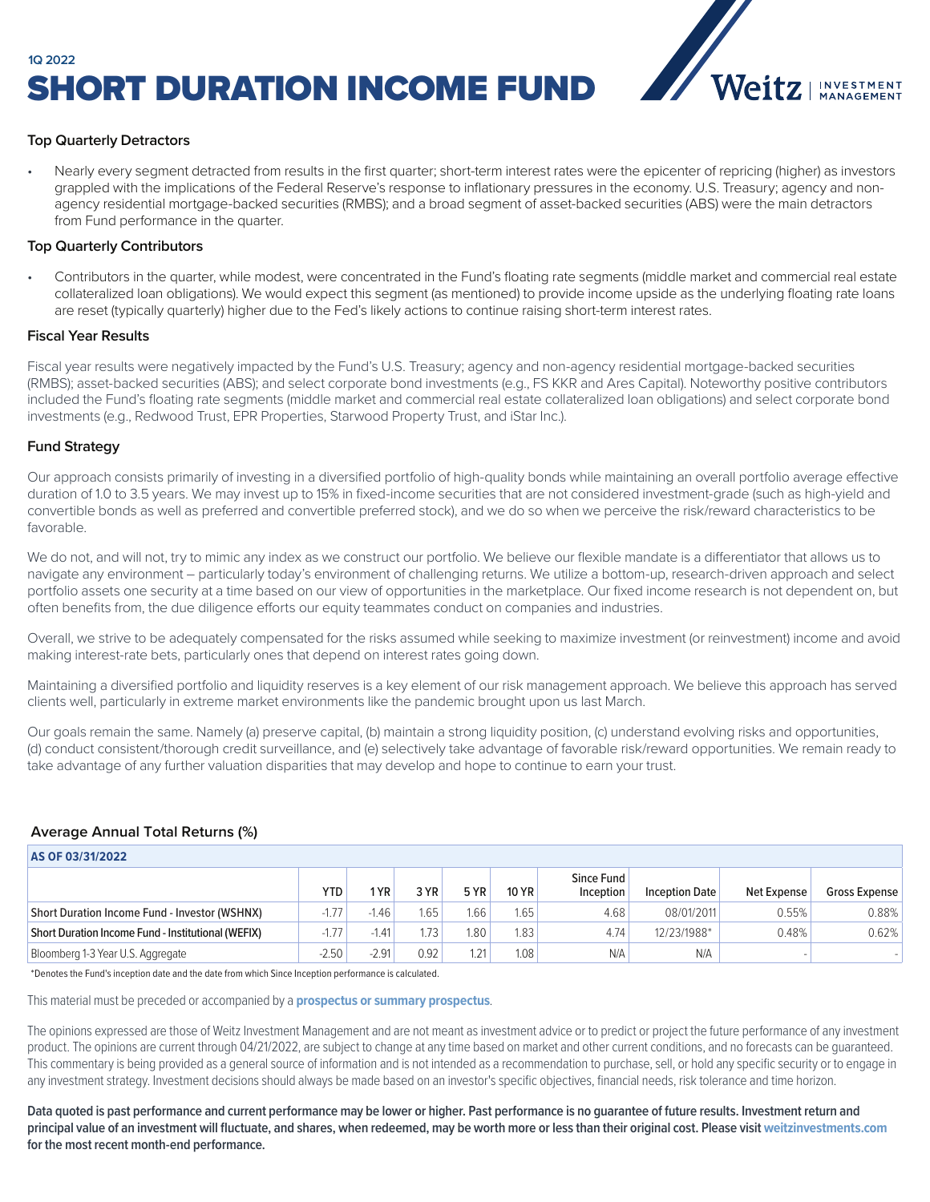1Q 2022

# SHORT DURATION INCOME FUND

### Top Quarterly Detractors

- Nearly every segment detracted from results in the first quarter; short-term interest rates were the epicenter of repricing (higher) as investors grappled with the implications of the Federal Reserve's response to inflationary pressures in the economy. U.S. Treasury; agency and non-agency residential mortgage-backed securities (RMBS); and a broad segment of asset-backed securities (ABS) were the main detractors from Fund performance in the quarter.

### Top Quarterly Contributors

- Contributors in the quarter, while modest, were concentrated in the Fund's floating rate segments (middle market and commercial real estate collateralized loan obligations). We would expect this segment (as mentioned) to provide income upside as the underlying floating rate loans are reset (typically quarterly) higher due to the Fed's likely actions to continue raising short-term interest rates.

### Fiscal Year Results

Fiscal year results were negatively impacted by the Fund's U.S. Treasury; agency and non-agency residential mortgage-backed securities (RMBS); asset-backed securities (ABS); and select corporate bond investments (e.g., FS KKR and Ares Capital). Noteworthy positive contributors included the Fund's floating rate segments (middle market and commercial real estate collateralized loan obligations) and select corporate bond investments (e.g., Redwood Trust, EPR Properties, Starwood Property Trust, and iStar Inc.).

### Fund Strategy

Our approach consists primarily of investing in a diversified portfolio of high-quality bonds while maintaining an overall portfolio average effective duration of 1.0 to 3.5 years. We may invest up to 15% in fixed-income securities that are not considered investment-grade (such as high-yield and convertible bonds as well as preferred and convertible preferred stock), and we do so when we perceive the risk/reward characteristics to be favorable.

We do not, and will not, try to mimic any index as we construct our portfolio. We believe our flexible mandate is a differentiator that allows us to navigate any environment – particularly today's environment of challenging returns. We utilize a bottom-up, research-driven approach and select portfolio assets one security at a time based on our view of opportunities in the marketplace. Our fixed income research is not dependent on, but often benefits from, the due diligence efforts our equity teammates conduct on companies and industries.

Overall, we strive to be adequately compensated for the risks assumed while seeking to maximize investment (or reinvestment) income and avoid making interest-rate bets, particularly ones that depend on interest rates going down.

Maintaining a diversified portfolio and liquidity reserves is a key element of our risk management approach. We believe this approach has served clients well, particularly in extreme market environments like the pandemic brought upon us last March.

Our goals remain the same. Namely (a) preserve capital, (b) maintain a strong liquidity position, (c) understand evolving risks and opportunities, (d) conduct consistent/thorough credit surveillance, and (e) selectively take advantage of favorable risk/reward opportunities. We remain ready to take advantage of any further valuation disparities that may develop and hope to continue to earn your trust.

### Average Annual Total Returns (%)

**AS OF 03/31/2022**

| | YTD | 1 YR | 3 YR | 5 YR | 10 YR | Since Fund Inception | Inception Date | Net Expense | Gross Expense |
|---|---|---|---|---|---|---|---|---|---|
| Short Duration Income Fund - Investor (WSHNX) | -1.77 | -1.46 | 1.65 | 1.66 | 1.65 | 4.68 | 08/01/2011 | 0.55% | 0.88% |
| Short Duration Income Fund - Institutional (WEFIX) | -1.77 | -1.41 | 1.73 | 1.80 | 1.83 | 4.74 | 12/23/1988* | 0.48% | 0.62% |
| Bloomberg 1-3 Year U.S. Aggregate | -2.50 | -2.91 | 0.92 | 1.21 | 1.08 | N/A | N/A | - | - |

*Denotes the Fund's inception date and the date from which Since Inception performance is calculated.

This material must be preceded or accompanied by a **prospectus or summary prospectus**.

The opinions expressed are those of Weitz Investment Management and are not meant as investment advice or to predict or project the future performance of any investment product. The opinions are current through 04/21/2022, are subject to change at any time based on market and other current conditions, and no forecasts can be guaranteed. This commentary is being provided as a general source of information and is not intended as a recommendation to purchase, sell, or hold any specific security or to engage in any investment strategy. Investment decisions should always be made based on an investor's specific objectives, financial needs, risk tolerance and time horizon.

**Data quoted is past performance and current performance may be lower or higher. Past performance is no guarantee of future results. Investment return and principal value of an investment will fluctuate, and shares, when redeemed, may be worth more or less than their original cost. Please visit weitzinvestments.com for the most recent month-end performance.**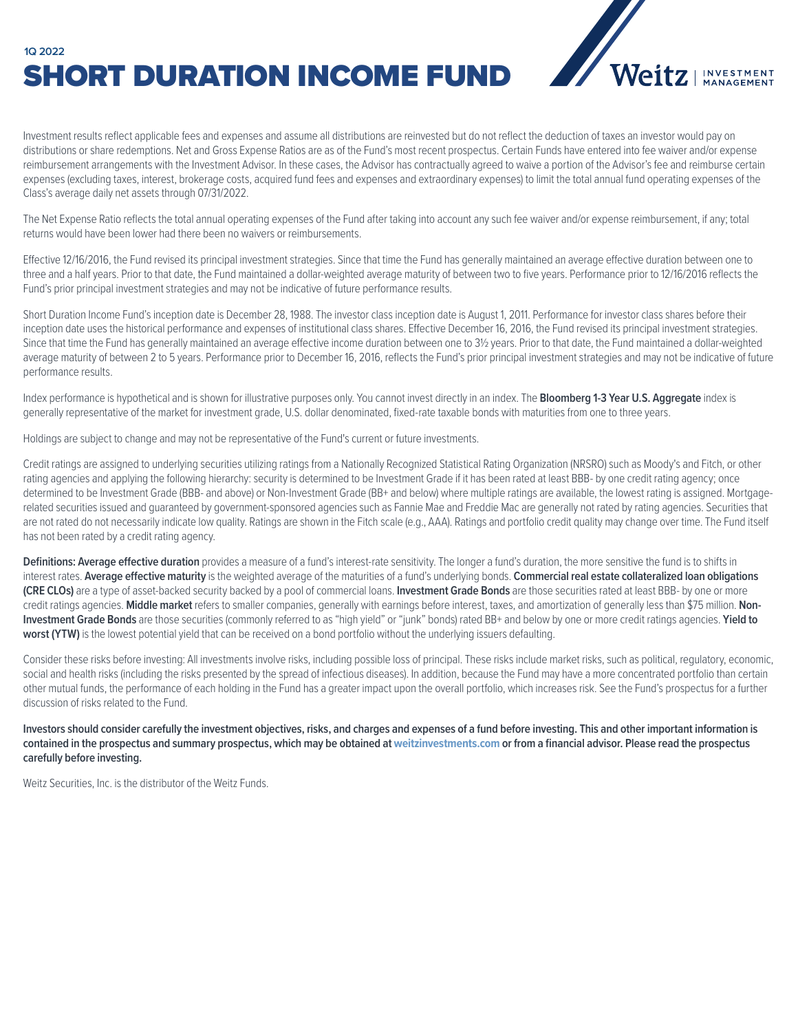1Q 2022

# SHORT DURATION INCOME FUND

Investment results reflect applicable fees and expenses and assume all distributions are reinvested but do not reflect the deduction of taxes an investor would pay on distributions or share redemptions. Net and Gross Expense Ratios are as of the Fund's most recent prospectus. Certain Funds have entered into fee waiver and/or expense reimbursement arrangements with the Investment Advisor. In these cases, the Advisor has contractually agreed to waive a portion of the Advisor's fee and reimburse certain expenses (excluding taxes, interest, brokerage costs, acquired fund fees and expenses and extraordinary expenses) to limit the total annual fund operating expenses of the Class's average daily net assets through 07/31/2022.

The Net Expense Ratio reflects the total annual operating expenses of the Fund after taking into account any such fee waiver and/or expense reimbursement, if any; total returns would have been lower had there been no waivers or reimbursements.

Effective 12/16/2016, the Fund revised its principal investment strategies. Since that time the Fund has generally maintained an average effective duration between one to three and a half years. Prior to that date, the Fund maintained a dollar-weighted average maturity of between two to five years. Performance prior to 12/16/2016 reflects the Fund's prior principal investment strategies and may not be indicative of future performance results.

Short Duration Income Fund's inception date is December 28, 1988. The investor class inception date is August 1, 2011. Performance for investor class shares before their inception date uses the historical performance and expenses of institutional class shares. Effective December 16, 2016, the Fund revised its principal investment strategies. Since that time the Fund has generally maintained an average effective income duration between one to 3½ years. Prior to that date, the Fund maintained a dollar-weighted average maturity of between 2 to 5 years. Performance prior to December 16, 2016, reflects the Fund's prior principal investment strategies and may not be indicative of future performance results.

Index performance is hypothetical and is shown for illustrative purposes only. You cannot invest directly in an index. The **Bloomberg 1-3 Year U.S. Aggregate** index is generally representative of the market for investment grade, U.S. dollar denominated, fixed-rate taxable bonds with maturities from one to three years.

Holdings are subject to change and may not be representative of the Fund's current or future investments.

Credit ratings are assigned to underlying securities utilizing ratings from a Nationally Recognized Statistical Rating Organization (NRSRO) such as Moody's and Fitch, or other rating agencies and applying the following hierarchy: security is determined to be Investment Grade if it has been rated at least BBB- by one credit rating agency; once determined to be Investment Grade (BBB- and above) or Non-Investment Grade (BB+ and below) where multiple ratings are available, the lowest rating is assigned. Mortgage-related securities issued and guaranteed by government-sponsored agencies such as Fannie Mae and Freddie Mac are generally not rated by rating agencies. Securities that are not rated do not necessarily indicate low quality. Ratings are shown in the Fitch scale (e.g., AAA). Ratings and portfolio credit quality may change over time. The Fund itself has not been rated by a credit rating agency.

**Definitions: Average effective duration** provides a measure of a fund's interest-rate sensitivity. The longer a fund's duration, the more sensitive the fund is to shifts in interest rates. **Average effective maturity** is the weighted average of the maturities of a fund's underlying bonds. **Commercial real estate collateralized loan obligations (CRE CLOs)** are a type of asset-backed security backed by a pool of commercial loans. **Investment Grade Bonds** are those securities rated at least BBB- by one or more credit ratings agencies. **Middle market** refers to smaller companies, generally with earnings before interest, taxes, and amortization of generally less than $75 million. **Non-Investment Grade Bonds** are those securities (commonly referred to as "high yield" or "junk" bonds) rated BB+ and below by one or more credit ratings agencies. **Yield to worst (YTW)** is the lowest potential yield that can be received on a bond portfolio without the underlying issuers defaulting.

Consider these risks before investing: All investments involve risks, including possible loss of principal. These risks include market risks, such as political, regulatory, economic, social and health risks (including the risks presented by the spread of infectious diseases). In addition, because the Fund may have a more concentrated portfolio than certain other mutual funds, the performance of each holding in the Fund has a greater impact upon the overall portfolio, which increases risk. See the Fund's prospectus for a further discussion of risks related to the Fund.

**Investors should consider carefully the investment objectives, risks, and charges and expenses of a fund before investing. This and other important information is contained in the prospectus and summary prospectus, which may be obtained at weitzinvestments.com or from a financial advisor. Please read the prospectus carefully before investing.**

Weitz Securities, Inc. is the distributor of the Weitz Funds.